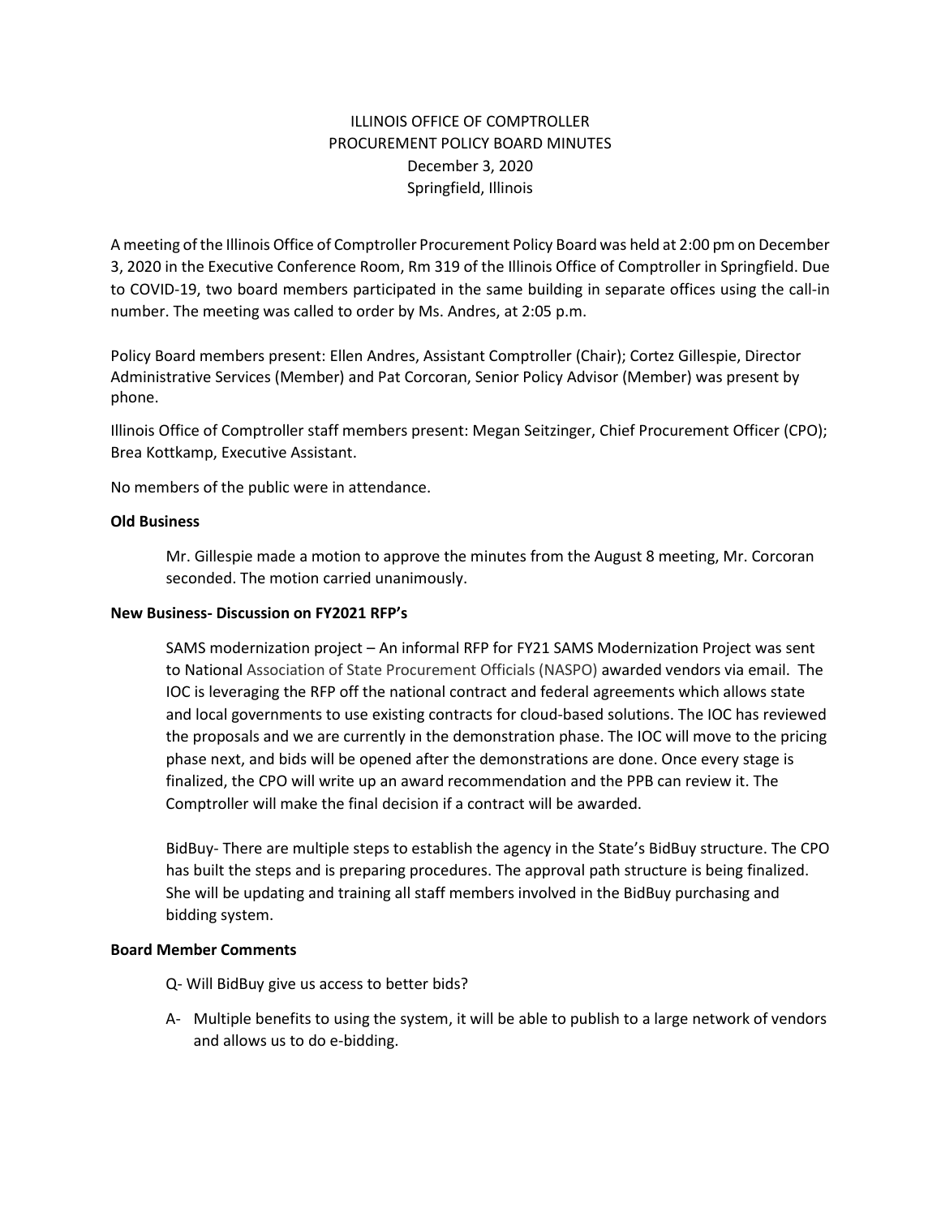# ILLINOIS OFFICE OF COMPTROLLER
## PROCUREMENT POLICY BOARD MINUTES
December 3, 2020
Springfield, Illinois

A meeting of the Illinois Office of Comptroller Procurement Policy Board was held at 2:00 pm on December 3, 2020 in the Executive Conference Room, Rm 319 of the Illinois Office of Comptroller in Springfield. Due to COVID-19, two board members participated in the same building in separate offices using the call-in number. The meeting was called to order by Ms. Andres, at 2:05 p.m.

Policy Board members present: Ellen Andres, Assistant Comptroller (Chair); Cortez Gillespie, Director Administrative Services (Member) and Pat Corcoran, Senior Policy Advisor (Member) was present by phone.

Illinois Office of Comptroller staff members present: Megan Seitzinger, Chief Procurement Officer (CPO); Brea Kottkamp, Executive Assistant.

No members of the public were in attendance.

**Old Business**

Mr. Gillespie made a motion to approve the minutes from the August 8 meeting, Mr. Corcoran seconded. The motion carried unanimously.

**New Business- Discussion on FY2021 RFP's**

SAMS modernization project – An informal RFP for FY21 SAMS Modernization Project was sent to National Association of State Procurement Officials (NASPO) awarded vendors via email. The IOC is leveraging the RFP off the national contract and federal agreements which allows state and local governments to use existing contracts for cloud-based solutions. The IOC has reviewed the proposals and we are currently in the demonstration phase. The IOC will move to the pricing phase next, and bids will be opened after the demonstrations are done. Once every stage is finalized, the CPO will write up an award recommendation and the PPB can review it. The Comptroller will make the final decision if a contract will be awarded.

BidBuy- There are multiple steps to establish the agency in the State's BidBuy structure. The CPO has built the steps and is preparing procedures. The approval path structure is being finalized. She will be updating and training all staff members involved in the BidBuy purchasing and bidding system.

**Board Member Comments**

Q- Will BidBuy give us access to better bids?

A- Multiple benefits to using the system, it will be able to publish to a large network of vendors and allows us to do e-bidding.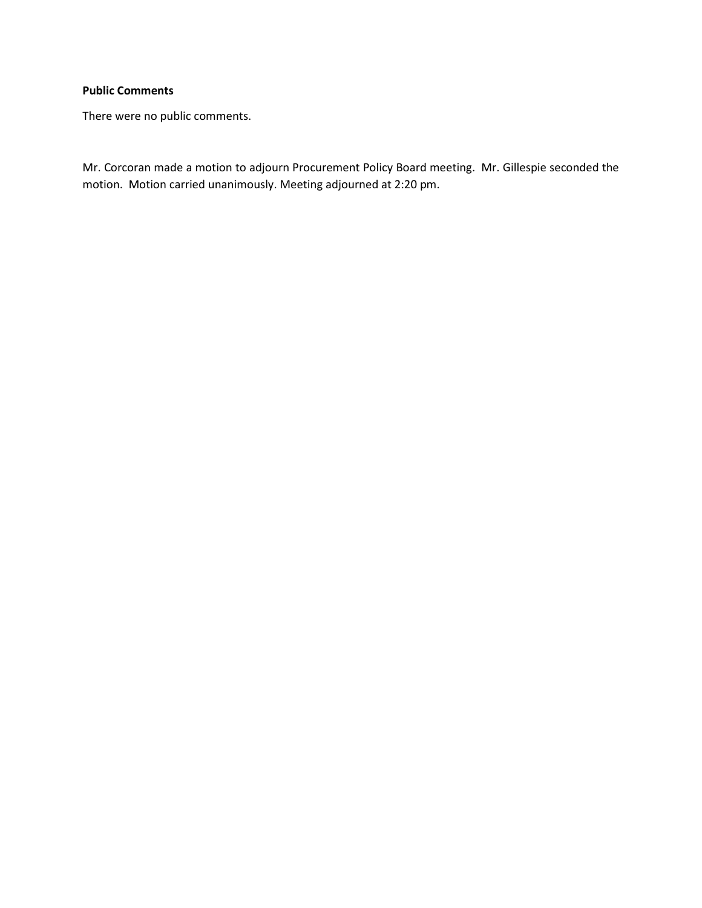**Public Comments**

There were no public comments.

Mr. Corcoran made a motion to adjourn Procurement Policy Board meeting. Mr. Gillespie seconded the motion. Motion carried unanimously. Meeting adjourned at 2:20 pm.